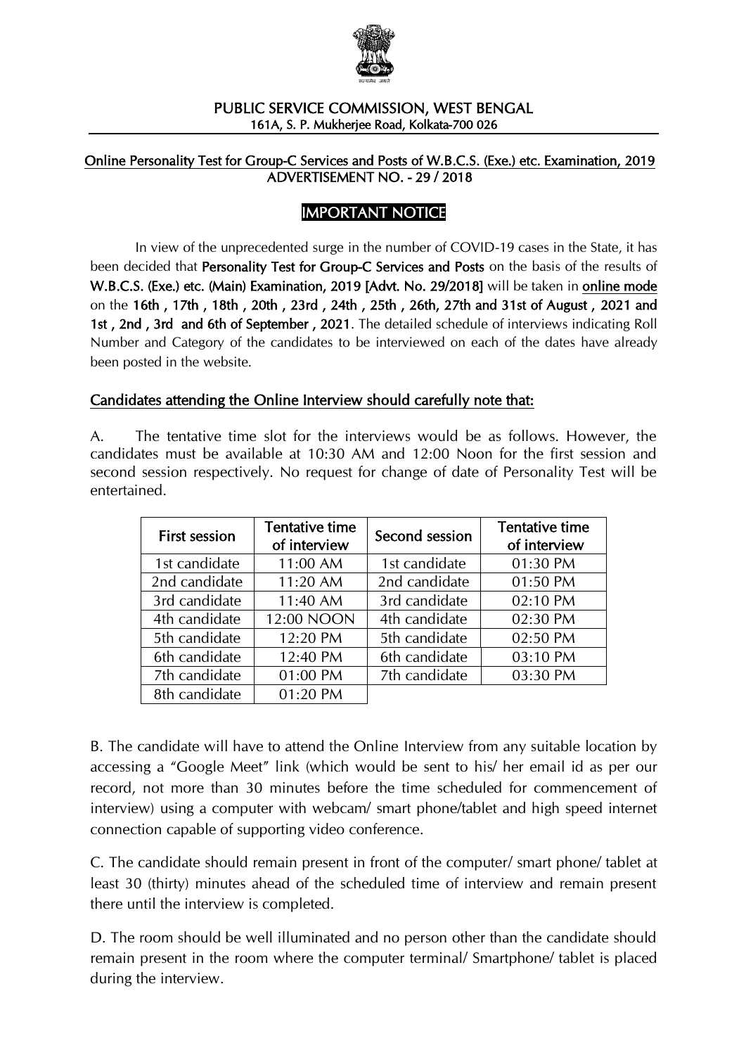# PUBLIC SERVICE COMMISSION, WEST BENGAL

161A, S. P. Mukherjee Road, Kolkata-700 026

## Online Personality Test for Group-C Services and Posts of W.B.C.S. (Exe.) etc. Examination, 2019

## ADVERTISEMENT NO. - 29 / 2018

## IMPORTANT NOTICE

In view of the unprecedented surge in the number of COVID-19 cases in the State, it has been decided that **Personality Test for Group-C Services and Posts** on the basis of the results of **W.B.C.S. (Exe.) etc. (Main) Examination, 2019 [Advt. No. 29/2018]** will be taken in **online mode** on the **16th , 17th , 18th , 20th , 23rd , 24th , 25th , 26th, 27th and 31st of August , 2021 and 1st , 2nd , 3rd and 6th of September , 2021**. The detailed schedule of interviews indicating Roll Number and Category of the candidates to be interviewed on each of the dates have already been posted in the website.

### Candidates attending the Online Interview should carefully note that:

A. The tentative time slot for the interviews would be as follows. However, the candidates must be available at 10:30 AM and 12:00 Noon for the first session and second session respectively. No request for change of date of Personality Test will be entertained.

| First session | Tentative time of interview | Second session | Tentative time of interview |
|---|---|---|---|
| 1st candidate | 11:00 AM | 1st candidate | 01:30 PM |
| 2nd candidate | 11:20 AM | 2nd candidate | 01:50 PM |
| 3rd candidate | 11:40 AM | 3rd candidate | 02:10 PM |
| 4th candidate | 12:00 NOON | 4th candidate | 02:30 PM |
| 5th candidate | 12:20 PM | 5th candidate | 02:50 PM |
| 6th candidate | 12:40 PM | 6th candidate | 03:10 PM |
| 7th candidate | 01:00 PM | 7th candidate | 03:30 PM |
| 8th candidate | 01:20 PM | | |

B. The candidate will have to attend the Online Interview from any suitable location by accessing a "Google Meet" link (which would be sent to his/ her email id as per our record, not more than 30 minutes before the time scheduled for commencement of interview) using a computer with webcam/ smart phone/tablet and high speed internet connection capable of supporting video conference.

C. The candidate should remain present in front of the computer/ smart phone/ tablet at least 30 (thirty) minutes ahead of the scheduled time of interview and remain present there until the interview is completed.

D. The room should be well illuminated and no person other than the candidate should remain present in the room where the computer terminal/ Smartphone/ tablet is placed during the interview.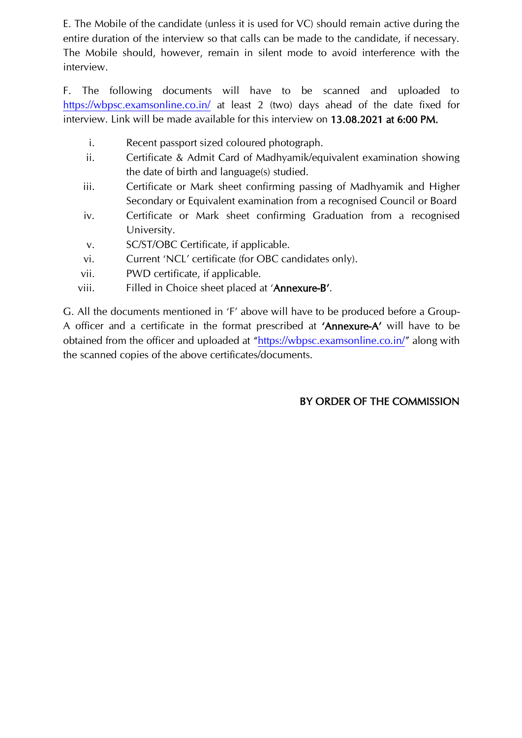E. The Mobile of the candidate (unless it is used for VC) should remain active during the entire duration of the interview so that calls can be made to the candidate, if necessary. The Mobile should, however, remain in silent mode to avoid interference with the interview.

F. The following documents will have to be scanned and uploaded to https://wbpsc.examsonline.co.in/ at least 2 (two) days ahead of the date fixed for interview. Link will be made available for this interview on **13.08.2021 at 6:00 PM.**

i. Recent passport sized coloured photograph.

ii. Certificate & Admit Card of Madhyamik/equivalent examination showing the date of birth and language(s) studied.

iii. Certificate or Mark sheet confirming passing of Madhyamik and Higher Secondary or Equivalent examination from a recognised Council or Board

iv. Certificate or Mark sheet confirming Graduation from a recognised University.

v. SC/ST/OBC Certificate, if applicable.

vi. Current 'NCL' certificate (for OBC candidates only).

vii. PWD certificate, if applicable.

viii. Filled in Choice sheet placed at '**Annexure-B'**.

G. All the documents mentioned in 'F' above will have to be produced before a Group-A officer and a certificate in the format prescribed at **'Annexure-A'** will have to be obtained from the officer and uploaded at "https://wbpsc.examsonline.co.in/" along with the scanned copies of the above certificates/documents.

**BY ORDER OF THE COMMISSION**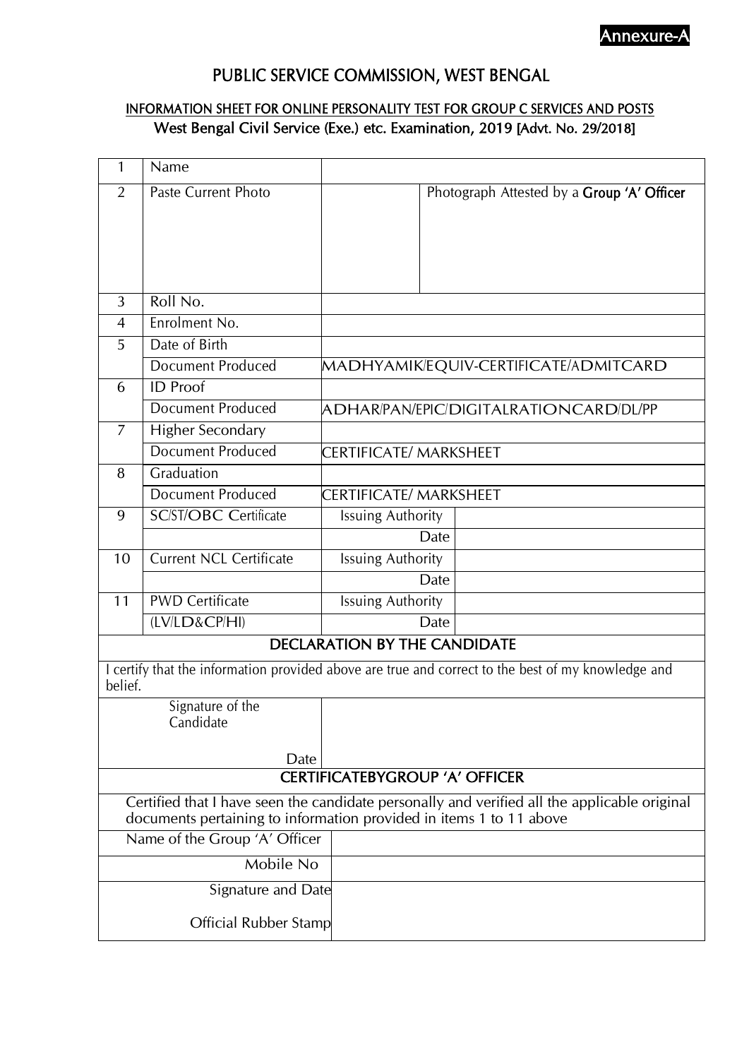Annexure-A

# PUBLIC SERVICE COMMISSION, WEST BENGAL

## INFORMATION SHEET FOR ONLINE PERSONALITY TEST FOR GROUP C SERVICES AND POSTS

### West Bengal Civil Service (Exe.) etc. Examination, 2019 [Advt. No. 29/2018]

| | | | |
|---|---|---|---|
| 1 | Name | | |
| 2 | Paste Current Photo | | Photograph Attested by a **Group 'A' Officer** |
| 3 | Roll No. | | |
| 4 | Enrolment No. | | |
| 5 | Date of Birth | | |
| | Document Produced | MADHYAMIK/EQUIV-CERTIFICATE/ADMITCARD | |
| 6 | ID Proof | | |
| | Document Produced | ADHAR/PAN/EPIC/DIGITALRATIONCARD/DL/PP | |
| 7 | Higher Secondary | | |
| | Document Produced | CERTIFICATE/ MARKSHEET | |
| 8 | Graduation | | |
| | Document Produced | CERTIFICATE/ MARKSHEET | |
| 9 | SC/ST/OBC Certificate | Issuing Authority | |
| | | Date | |
| 10 | Current NCL Certificate | Issuing Authority | |
| | | Date | |
| 11 | PWD Certificate | Issuing Authority | |
| | (LV/LD&CP/HI) | Date | |

| |
|---|
| **DECLARATION BY THE CANDIDATE** |
| I certify that the information provided above are true and correct to the best of my knowledge and belief. |

| | |
|---|---|
| Signature of the Candidate<br><br>Date | |

| |
|---|
| **CERTIFICATEBYGROUP 'A' OFFICER** |
| Certified that I have seen the candidate personally and verified all the applicable original documents pertaining to information provided in items 1 to 11 above |

| | |
|---|---|
| Name of the Group 'A' Officer | |
| Mobile No | |
| Signature and Date<br><br>Official Rubber Stamp | |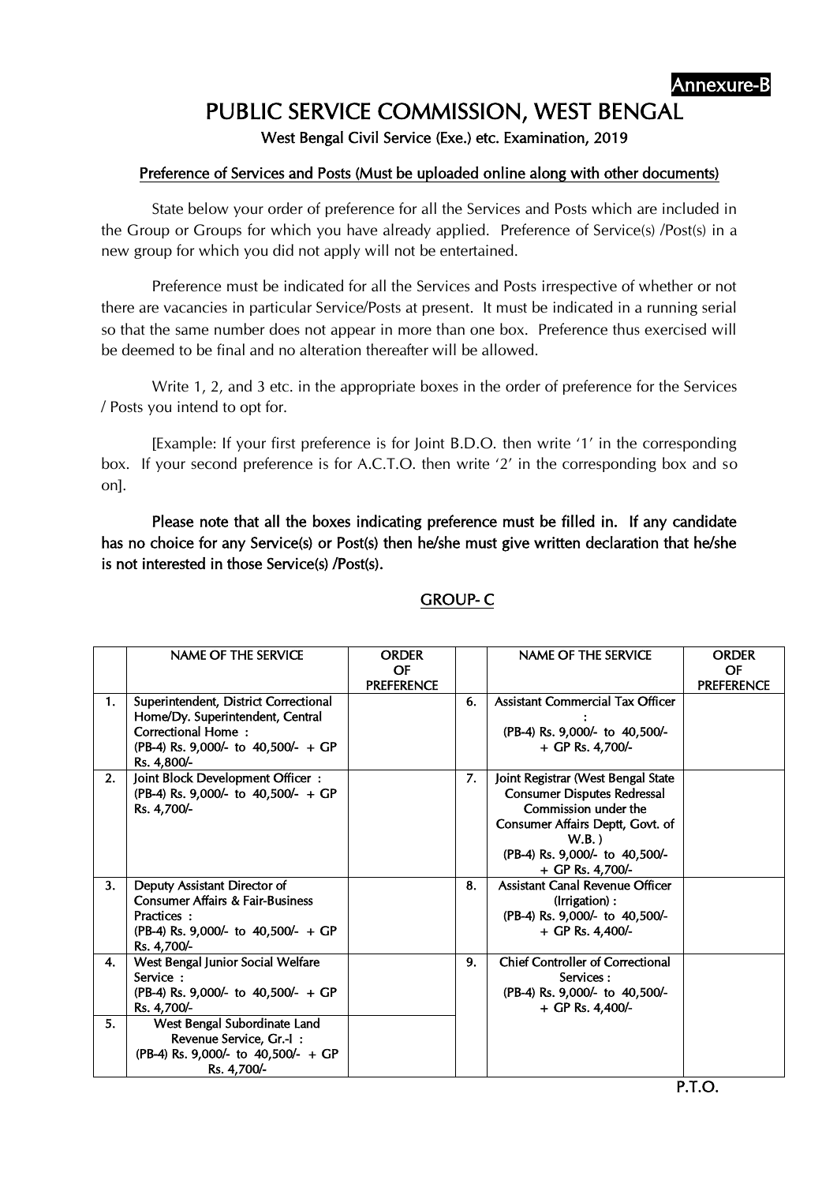Annexure-B

# PUBLIC SERVICE COMMISSION, WEST BENGAL

**West Bengal Civil Service (Exe.) etc. Examination, 2019**

**Preference of Services and Posts (Must be uploaded online along with other documents)**

State below your order of preference for all the Services and Posts which are included in the Group or Groups for which you have already applied. Preference of Service(s) /Post(s) in a new group for which you did not apply will not be entertained.

Preference must be indicated for all the Services and Posts irrespective of whether or not there are vacancies in particular Service/Posts at present. It must be indicated in a running serial so that the same number does not appear in more than one box. Preference thus exercised will be deemed to be final and no alteration thereafter will be allowed.

Write 1, 2, and 3 etc. in the appropriate boxes in the order of preference for the Services / Posts you intend to opt for.

[Example: If your first preference is for Joint B.D.O. then write '1' in the corresponding box. If your second preference is for A.C.T.O. then write '2' in the corresponding box and so on].

**Please note that all the boxes indicating preference must be filled in. If any candidate has no choice for any Service(s) or Post(s) then he/she must give written declaration that he/she is not interested in those Service(s) /Post(s).**

## GROUP- C

| | NAME OF THE SERVICE | ORDER OF PREFERENCE | | NAME OF THE SERVICE | ORDER OF PREFERENCE |
|---|---|---|---|---|---|
| 1. | Superintendent, District Correctional Home/Dy. Superintendent, Central Correctional Home : (PB-4) Rs. 9,000/- to 40,500/- + GP Rs. 4,800/- | | 6. | Assistant Commercial Tax Officer : (PB-4) Rs. 9,000/- to 40,500/- + GP Rs. 4,700/- | |
| 2. | Joint Block Development Officer : (PB-4) Rs. 9,000/- to 40,500/- + GP Rs. 4,700/- | | 7. | Joint Registrar (West Bengal State Consumer Disputes Redressal Commission under the Consumer Affairs Deptt, Govt. of W.B. ) (PB-4) Rs. 9,000/- to 40,500/- + GP Rs. 4,700/- | |
| 3. | Deputy Assistant Director of Consumer Affairs & Fair-Business Practices : (PB-4) Rs. 9,000/- to 40,500/- + GP Rs. 4,700/- | | 8. | Assistant Canal Revenue Officer (Irrigation) : (PB-4) Rs. 9,000/- to 40,500/- + GP Rs. 4,400/- | |
| 4. | West Bengal Junior Social Welfare Service : (PB-4) Rs. 9,000/- to 40,500/- + GP Rs. 4,700/- | | 9. | Chief Controller of Correctional Services : (PB-4) Rs. 9,000/- to 40,500/- + GP Rs. 4,400/- | |
| 5. | West Bengal Subordinate Land Revenue Service, Gr.-I : (PB-4) Rs. 9,000/- to 40,500/- + GP Rs. 4,700/- | | | | |

P.T.O.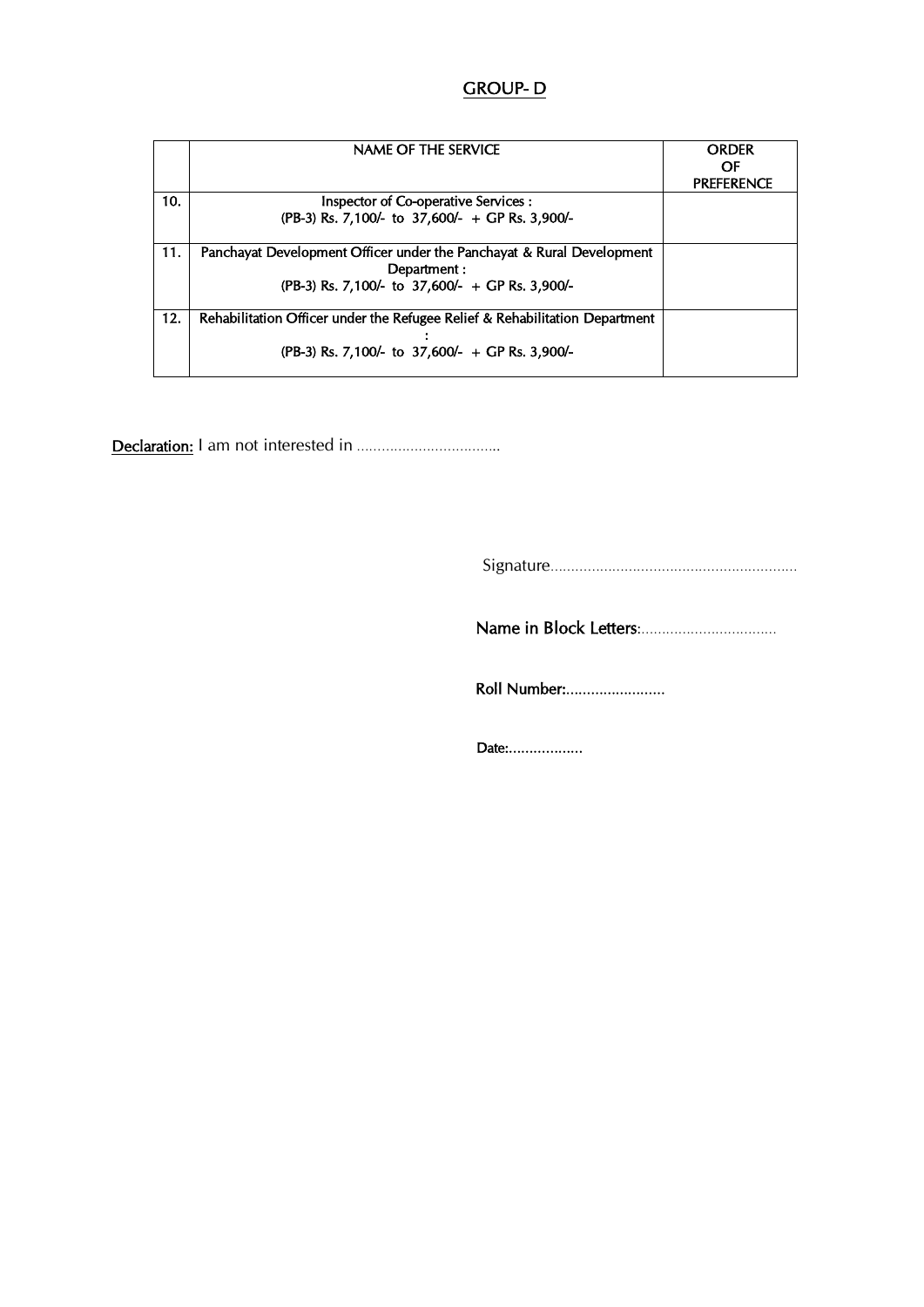## GROUP- D

| | NAME OF THE SERVICE | ORDER OF PREFERENCE |
|---|---|---|
| 10. | Inspector of Co-operative Services : (PB-3) Rs. 7,100/- to 37,600/- + GP Rs. 3,900/- | |
| 11. | Panchayat Development Officer under the Panchayat & Rural Development Department : (PB-3) Rs. 7,100/- to 37,600/- + GP Rs. 3,900/- | |
| 12. | Rehabilitation Officer under the Refugee Relief & Rehabilitation Department : (PB-3) Rs. 7,100/- to 37,600/- + GP Rs. 3,900/- | |

**Declaration:** I am not interested in ..................................

Signature...........................................................

Name in Block Letters:.................................

Roll Number:........................

Date:..................